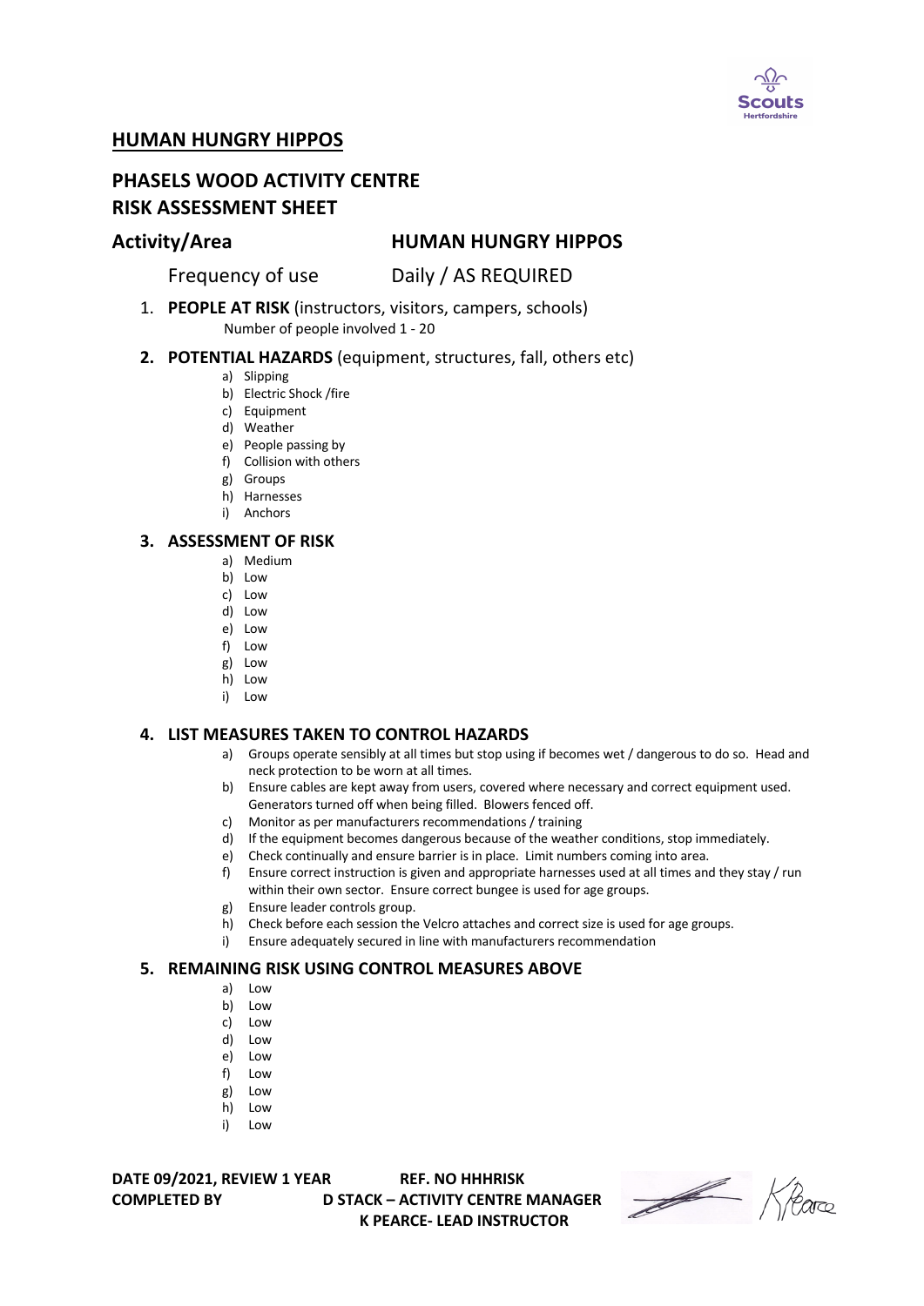## HUMAN HUNGRY HIPPOS

## PHASELS WOOD ACTIVITY CENTRE
## RISK ASSESSMENT SHEET

**Activity/Area** **HUMAN HUNGRY HIPPOS**

Frequency of use Daily / AS REQUIRED

1. **PEOPLE AT RISK** (instructors, visitors, campers, schools)
   Number of people involved 1 - 20

2. **POTENTIAL HAZARDS** (equipment, structures, fall, others etc)
   a) Slipping
   b) Electric Shock /fire
   c) Equipment
   d) Weather
   e) People passing by
   f) Collision with others
   g) Groups
   h) Harnesses
   i) Anchors

3. **ASSESSMENT OF RISK**
   a) Medium
   b) Low
   c) Low
   d) Low
   e) Low
   f) Low
   g) Low
   h) Low
   i) Low

4. **LIST MEASURES TAKEN TO CONTROL HAZARDS**
   a) Groups operate sensibly at all times but stop using if becomes wet / dangerous to do so. Head and neck protection to be worn at all times.
   b) Ensure cables are kept away from users, covered where necessary and correct equipment used. Generators turned off when being filled. Blowers fenced off.
   c) Monitor as per manufacturers recommendations / training
   d) If the equipment becomes dangerous because of the weather conditions, stop immediately.
   e) Check continually and ensure barrier is in place. Limit numbers coming into area.
   f) Ensure correct instruction is given and appropriate harnesses used at all times and they stay / run within their own sector. Ensure correct bungee is used for age groups.
   g) Ensure leader controls group.
   h) Check before each session the Velcro attaches and correct size is used for age groups.
   i) Ensure adequately secured in line with manufacturers recommendation

5. **REMAINING RISK USING CONTROL MEASURES ABOVE**
   a) Low
   b) Low
   c) Low
   d) Low
   e) Low
   f) Low
   g) Low
   h) Low
   i) Low

**DATE 09/2021, REVIEW 1 YEAR** **REF. NO HHHRISK**
**COMPLETED BY** **D STACK – ACTIVITY CENTRE MANAGER**
**K PEARCE- LEAD INSTRUCTOR**

K Pearce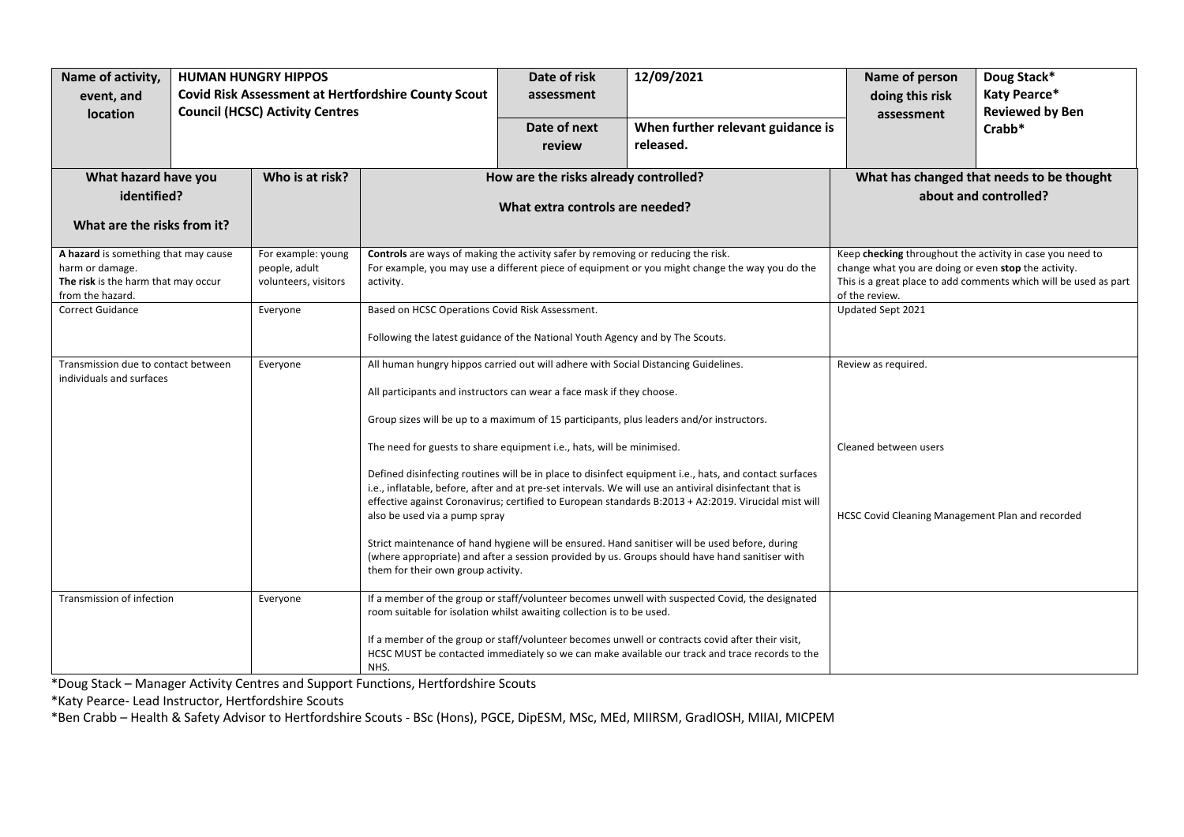| Name of activity, event, and location | HUMAN HUNGRY HIPPOS<br>Covid Risk Assessment at Hertfordshire County Scout Council (HCSC) Activity Centres | Date of risk assessment | 12/09/2021 | Name of person doing this risk assessment | Doug Stack*<br>Katy Pearce*<br>Reviewed by Ben Crabb* |
|---|---|---|---|---|---|
| | | Date of next review | When further relevant guidance is released. | | |

| What hazard have you identified?<br><br>What are the risks from it? | Who is at risk? | How are the risks already controlled?<br><br>What extra controls are needed? | What has changed that needs to be thought about and controlled? |
|---|---|---|---|
| **A hazard** is something that may cause harm or damage.<br>**The risk** is the harm that may occur from the hazard. | For example: young people, adult volunteers, visitors | **Controls** are ways of making the activity safer by removing or reducing the risk.<br>For example, you may use a different piece of equipment or you might change the way you do the activity. | Keep **checking** throughout the activity in case you need to change what you are doing or even **stop** the activity.<br>This is a great place to add comments which will be used as part of the review. |
| Correct Guidance | Everyone | Based on HCSC Operations Covid Risk Assessment.<br><br>Following the latest guidance of the National Youth Agency and by The Scouts. | Updated Sept 2021 |
| Transmission due to contact between individuals and surfaces | Everyone | All human hungry hippos carried out will adhere with Social Distancing Guidelines.<br><br>All participants and instructors can wear a face mask if they choose.<br><br>Group sizes will be up to a maximum of 15 participants, plus leaders and/or instructors.<br><br>The need for guests to share equipment i.e., hats, will be minimised.<br><br>Defined disinfecting routines will be in place to disinfect equipment i.e., hats, and contact surfaces i.e., inflatable, before, after and at pre-set intervals. We will use an antiviral disinfectant that is effective against Coronavirus; certified to European standards B:2013 + A2:2019. Virucidal mist will also be used via a pump spray<br><br>Strict maintenance of hand hygiene will be ensured. Hand sanitiser will be used before, during (where appropriate) and after a session provided by us. Groups should have hand sanitiser with them for their own group activity. | Review as required.<br><br>Cleaned between users<br><br>HCSC Covid Cleaning Management Plan and recorded |
| Transmission of infection | Everyone | If a member of the group or staff/volunteer becomes unwell with suspected Covid, the designated room suitable for isolation whilst awaiting collection is to be used.<br><br>If a member of the group or staff/volunteer becomes unwell or contracts covid after their visit, HCSC MUST be contacted immediately so we can make available our track and trace records to the NHS. | |

*Doug Stack – Manager Activity Centres and Support Functions, Hertfordshire Scouts

*Katy Pearce- Lead Instructor, Hertfordshire Scouts

*Ben Crabb – Health & Safety Advisor to Hertfordshire Scouts - BSc (Hons), PGCE, DipESM, MSc, MEd, MIIRSM, GradIOSH, MIIAI, MICPEM